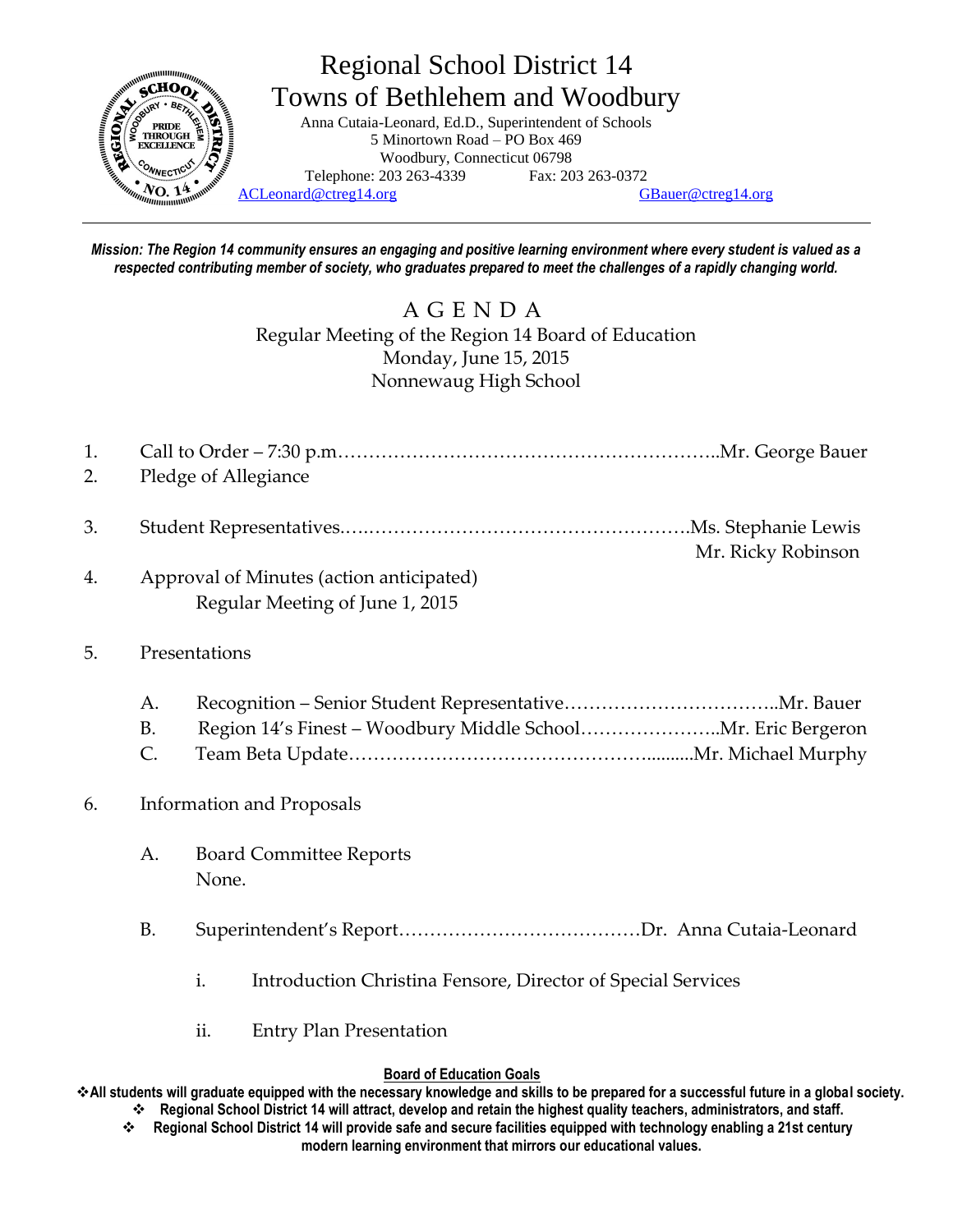# Regional School District 14
## Towns of Bethlehem and Woodbury

Anna Cutaia-Leonard, Ed.D., Superintendent of Schools
5 Minortown Road – PO Box 469
Woodbury, Connecticut 06798
Telephone: 203 263-4339 Fax: 203 263-0372
ACLeonard@ctreg14.org GBauer@ctreg14.org

---

***Mission: The Region 14 community ensures an engaging and positive learning environment where every student is valued as a respected contributing member of society, who graduates prepared to meet the challenges of a rapidly changing world.***

## A G E N D A

Regular Meeting of the Region 14 Board of Education
Monday, June 15, 2015
Nonnewaug High School

1. Call to Order – 7:30 p.m.……………………………………………………..Mr. George Bauer
2. Pledge of Allegiance
3. Student Representatives.….………………………………………………Ms. Stephanie Lewis
   Mr. Ricky Robinson
4. Approval of Minutes (action anticipated)
   Regular Meeting of June 1, 2015
5. Presentations
   A. Recognition – Senior Student Representative……………………………..Mr. Bauer
   B. Region 14's Finest – Woodbury Middle School…………………..Mr. Eric Bergeron
   C. Team Beta Update……………………………………….........Mr. Michael Murphy
6. Information and Proposals
   A. Board Committee Reports
      None.
   B. Superintendent's Report…………………………………Dr. Anna Cutaia-Leonard
      i. Introduction Christina Fensore, Director of Special Services
      ii. Entry Plan Presentation

**Board of Education Goals**

- **All students will graduate equipped with the necessary knowledge and skills to be prepared for a successful future in a global society.**
- **Regional School District 14 will attract, develop and retain the highest quality teachers, administrators, and staff.**
- **Regional School District 14 will provide safe and secure facilities equipped with technology enabling a 21st century modern learning environment that mirrors our educational values.**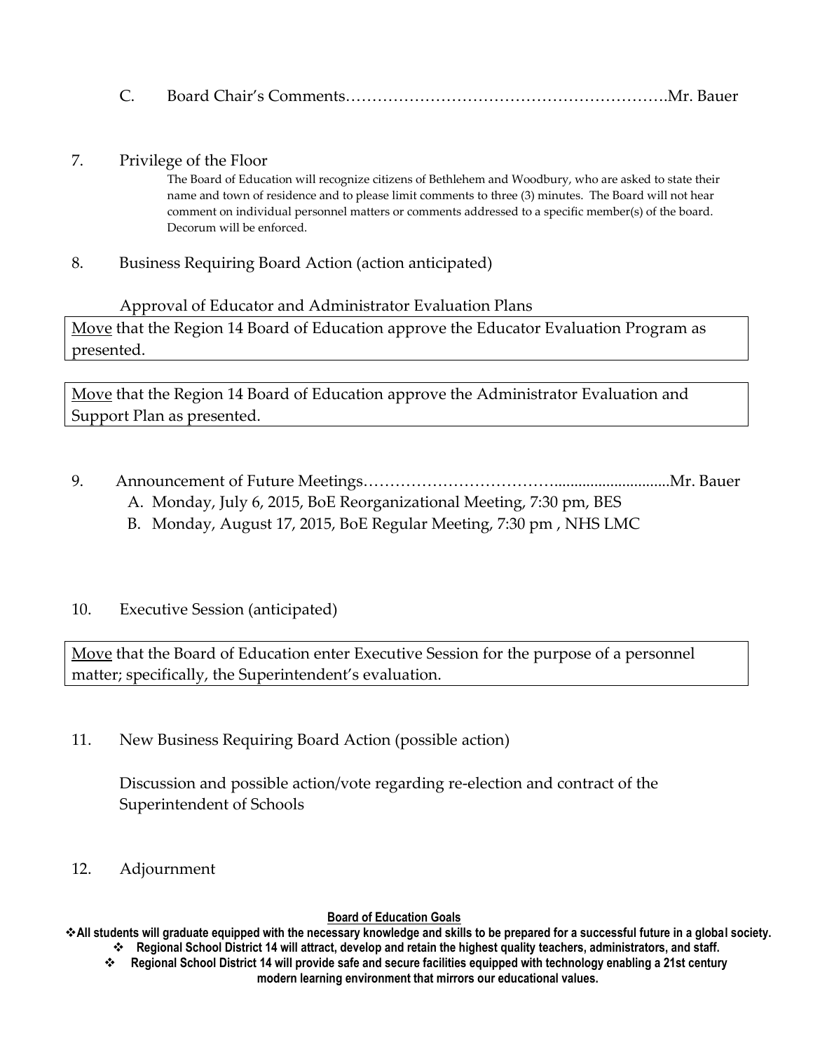C. Board Chair's Comments……………………………………………………Mr. Bauer

7. Privilege of the Floor

The Board of Education will recognize citizens of Bethlehem and Woodbury, who are asked to state their name and town of residence and to please limit comments to three (3) minutes. The Board will not hear comment on individual personnel matters or comments addressed to a specific member(s) of the board. Decorum will be enforced.

8. Business Requiring Board Action (action anticipated)

Approval of Educator and Administrator Evaluation Plans

<u>Move</u> that the Region 14 Board of Education approve the Educator Evaluation Program as presented.

<u>Move</u> that the Region 14 Board of Education approve the Administrator Evaluation and Support Plan as presented.

9. Announcement of Future Meetings……………………………..........................Mr. Bauer
   - A. Monday, July 6, 2015, BoE Reorganizational Meeting, 7:30 pm, BES
   - B. Monday, August 17, 2015, BoE Regular Meeting, 7:30 pm , NHS LMC

10. Executive Session (anticipated)

<u>Move</u> that the Board of Education enter Executive Session for the purpose of a personnel matter; specifically, the Superintendent's evaluation.

11. New Business Requiring Board Action (possible action)

Discussion and possible action/vote regarding re-election and contract of the Superintendent of Schools

12. Adjournment

**<u>Board of Education Goals</u>**

- **All students will graduate equipped with the necessary knowledge and skills to be prepared for a successful future in a global society.**
- **Regional School District 14 will attract, develop and retain the highest quality teachers, administrators, and staff.**
- **Regional School District 14 will provide safe and secure facilities equipped with technology enabling a 21st century modern learning environment that mirrors our educational values.**